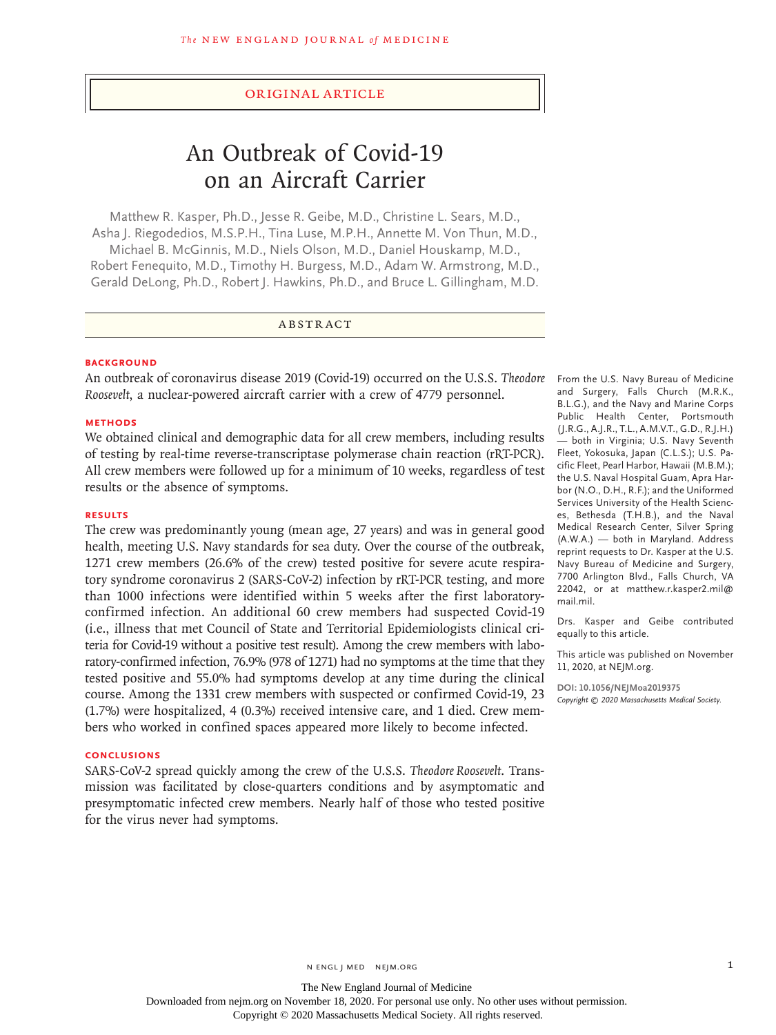ORIGINAL ARTICLE

# An Outbreak of Covid-19 on an Aircraft Carrier

Matthew R. Kasper, Ph.D., Jesse R. Geibe, M.D., Christine L. Sears, M.D., Asha J. Riegodedios, M.S.P.H., Tina Luse, M.P.H., Annette M. Von Thun, M.D., Michael B. McGinnis, M.D., Niels Olson, M.D., Daniel Houskamp, M.D., Robert Fenequito, M.D., Timothy H. Burgess, M.D., Adam W. Armstrong, M.D., Gerald DeLong, Ph.D., Robert J. Hawkins, Ph.D., and Bruce L. Gillingham, M.D.

## ABSTRACT

### BACKGROUND

An outbreak of coronavirus disease 2019 (Covid-19) occurred on the U.S.S. *Theodore Roosevelt*, a nuclear-powered aircraft carrier with a crew of 4779 personnel.

### METHODS

We obtained clinical and demographic data for all crew members, including results of testing by real-time reverse-transcriptase polymerase chain reaction (rRT-PCR). All crew members were followed up for a minimum of 10 weeks, regardless of test results or the absence of symptoms.

### RESULTS

The crew was predominantly young (mean age, 27 years) and was in general good health, meeting U.S. Navy standards for sea duty. Over the course of the outbreak, 1271 crew members (26.6% of the crew) tested positive for severe acute respiratory syndrome coronavirus 2 (SARS-CoV-2) infection by rRT-PCR testing, and more than 1000 infections were identified within 5 weeks after the first laboratory-confirmed infection. An additional 60 crew members had suspected Covid-19 (i.e., illness that met Council of State and Territorial Epidemiologists clinical criteria for Covid-19 without a positive test result). Among the crew members with laboratory-confirmed infection, 76.9% (978 of 1271) had no symptoms at the time that they tested positive and 55.0% had symptoms develop at any time during the clinical course. Among the 1331 crew members with suspected or confirmed Covid-19, 23 (1.7%) were hospitalized, 4 (0.3%) received intensive care, and 1 died. Crew members who worked in confined spaces appeared more likely to become infected.

### CONCLUSIONS

SARS-CoV-2 spread quickly among the crew of the U.S.S. *Theodore Roosevelt*. Transmission was facilitated by close-quarters conditions and by asymptomatic and presymptomatic infected crew members. Nearly half of those who tested positive for the virus never had symptoms.

From the U.S. Navy Bureau of Medicine and Surgery, Falls Church (M.R.K., B.L.G.), and the Navy and Marine Corps Public Health Center, Portsmouth (J.R.G., A.J.R., T.L., A.M.V.T., G.D., R.J.H.) — both in Virginia; U.S. Navy Seventh Fleet, Yokosuka, Japan (C.L.S.); U.S. Pacific Fleet, Pearl Harbor, Hawaii (M.B.M.); the U.S. Naval Hospital Guam, Apra Harbor (N.O., D.H., R.F.); and the Uniformed Services University of the Health Sciences, Bethesda (T.H.B.), and the Naval Medical Research Center, Silver Spring (A.W.A.) — both in Maryland. Address reprint requests to Dr. Kasper at the U.S. Navy Bureau of Medicine and Surgery, 7700 Arlington Blvd., Falls Church, VA 22042, or at matthew.r.kasper2.mil@mail.mil.

Drs. Kasper and Geibe contributed equally to this article.

This article was published on November 11, 2020, at NEJM.org.

DOI: 10.1056/NEJMoa2019375

*Copyright © 2020 Massachusetts Medical Society.*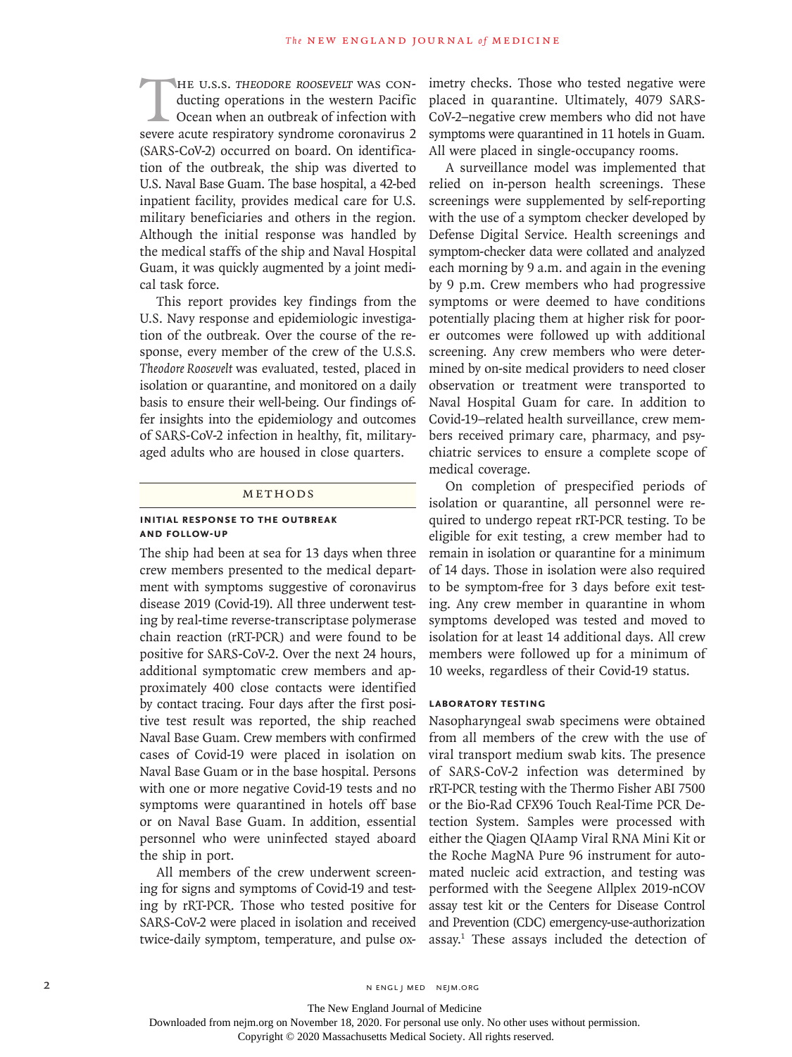The U.S.S. *Theodore Roosevelt* was conducting operations in the western Pacific Ocean when an outbreak of infection with severe acute respiratory syndrome coronavirus 2 (SARS-CoV-2) occurred on board. On identification of the outbreak, the ship was diverted to U.S. Naval Base Guam. The base hospital, a 42-bed inpatient facility, provides medical care for U.S. military beneficiaries and others in the region. Although the initial response was handled by the medical staffs of the ship and Naval Hospital Guam, it was quickly augmented by a joint medical task force.

This report provides key findings from the U.S. Navy response and epidemiologic investigation of the outbreak. Over the course of the response, every member of the crew of the U.S.S. *Theodore Roosevelt* was evaluated, tested, placed in isolation or quarantine, and monitored on a daily basis to ensure their well-being. Our findings offer insights into the epidemiology and outcomes of SARS-CoV-2 infection in healthy, fit, military-aged adults who are housed in close quarters.

## Methods

### Initial Response to the Outbreak and Follow-up

The ship had been at sea for 13 days when three crew members presented to the medical department with symptoms suggestive of coronavirus disease 2019 (Covid-19). All three underwent testing by real-time reverse-transcriptase polymerase chain reaction (rRT-PCR) and were found to be positive for SARS-CoV-2. Over the next 24 hours, additional symptomatic crew members and approximately 400 close contacts were identified by contact tracing. Four days after the first positive test result was reported, the ship reached Naval Base Guam. Crew members with confirmed cases of Covid-19 were placed in isolation on Naval Base Guam or in the base hospital. Persons with one or more negative Covid-19 tests and no symptoms were quarantined in hotels off base or on Naval Base Guam. In addition, essential personnel who were uninfected stayed aboard the ship in port.

All members of the crew underwent screening for signs and symptoms of Covid-19 and testing by rRT-PCR. Those who tested positive for SARS-CoV-2 were placed in isolation and received twice-daily symptom, temperature, and pulse oximetry checks. Those who tested negative were placed in quarantine. Ultimately, 4079 SARS-CoV-2–negative crew members who did not have symptoms were quarantined in 11 hotels in Guam. All were placed in single-occupancy rooms.

A surveillance model was implemented that relied on in-person health screenings. These screenings were supplemented by self-reporting with the use of a symptom checker developed by Defense Digital Service. Health screenings and symptom-checker data were collated and analyzed each morning by 9 a.m. and again in the evening by 9 p.m. Crew members who had progressive symptoms or were deemed to have conditions potentially placing them at higher risk for poorer outcomes were followed up with additional screening. Any crew members who were determined by on-site medical providers to need closer observation or treatment were transported to Naval Hospital Guam for care. In addition to Covid-19–related health surveillance, crew members received primary care, pharmacy, and psychiatric services to ensure a complete scope of medical coverage.

On completion of prespecified periods of isolation or quarantine, all personnel were required to undergo repeat rRT-PCR testing. To be eligible for exit testing, a crew member had to remain in isolation or quarantine for a minimum of 14 days. Those in isolation were also required to be symptom-free for 3 days before exit testing. Any crew member in quarantine in whom symptoms developed was tested and moved to isolation for at least 14 additional days. All crew members were followed up for a minimum of 10 weeks, regardless of their Covid-19 status.

### Laboratory Testing

Nasopharyngeal swab specimens were obtained from all members of the crew with the use of viral transport medium swab kits. The presence of SARS-CoV-2 infection was determined by rRT-PCR testing with the Thermo Fisher ABI 7500 or the Bio-Rad CFX96 Touch Real-Time PCR Detection System. Samples were processed with either the Qiagen QIAamp Viral RNA Mini Kit or the Roche MagNA Pure 96 instrument for automated nucleic acid extraction, and testing was performed with the Seegene Allplex 2019-nCOV assay test kit or the Centers for Disease Control and Prevention (CDC) emergency-use-authorization assay.[1] These assays included the detection of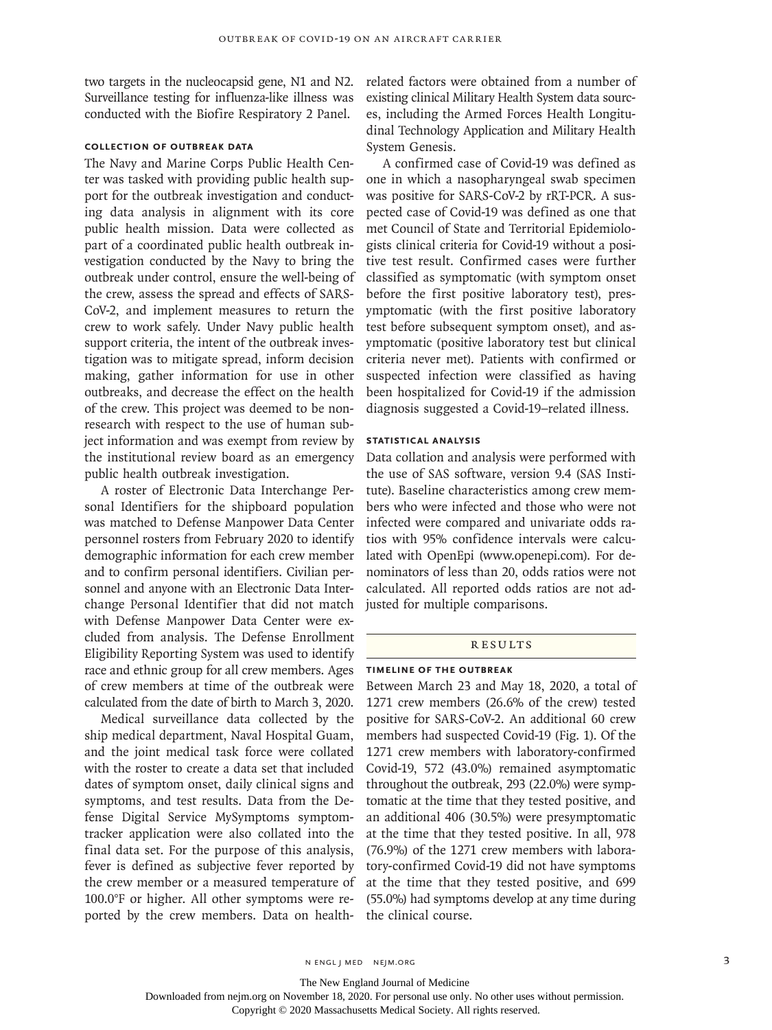two targets in the nucleocapsid gene, N1 and N2. Surveillance testing for influenza-like illness was conducted with the Biofire Respiratory 2 Panel.

### Collection of Outbreak Data

The Navy and Marine Corps Public Health Center was tasked with providing public health support for the outbreak investigation and conducting data analysis in alignment with its core public health mission. Data were collected as part of a coordinated public health outbreak investigation conducted by the Navy to bring the outbreak under control, ensure the well-being of the crew, assess the spread and effects of SARS-CoV-2, and implement measures to return the crew to work safely. Under Navy public health support criteria, the intent of the outbreak investigation was to mitigate spread, inform decision making, gather information for use in other outbreaks, and decrease the effect on the health of the crew. This project was deemed to be nonresearch with respect to the use of human subject information and was exempt from review by the institutional review board as an emergency public health outbreak investigation.

A roster of Electronic Data Interchange Personal Identifiers for the shipboard population was matched to Defense Manpower Data Center personnel rosters from February 2020 to identify demographic information for each crew member and to confirm personal identifiers. Civilian personnel and anyone with an Electronic Data Interchange Personal Identifier that did not match with Defense Manpower Data Center were excluded from analysis. The Defense Enrollment Eligibility Reporting System was used to identify race and ethnic group for all crew members. Ages of crew members at time of the outbreak were calculated from the date of birth to March 3, 2020.

Medical surveillance data collected by the ship medical department, Naval Hospital Guam, and the joint medical task force were collated with the roster to create a data set that included dates of symptom onset, daily clinical signs and symptoms, and test results. Data from the Defense Digital Service MySymptoms symptom-tracker application were also collated into the final data set. For the purpose of this analysis, fever is defined as subjective fever reported by the crew member or a measured temperature of 100.0°F or higher. All other symptoms were reported by the crew members. Data on health-related factors were obtained from a number of existing clinical Military Health System data sources, including the Armed Forces Health Longitudinal Technology Application and Military Health System Genesis.

A confirmed case of Covid-19 was defined as one in which a nasopharyngeal swab specimen was positive for SARS-CoV-2 by rRT-PCR. A suspected case of Covid-19 was defined as one that met Council of State and Territorial Epidemiologists clinical criteria for Covid-19 without a positive test result. Confirmed cases were further classified as symptomatic (with symptom onset before the first positive laboratory test), presymptomatic (with the first positive laboratory test before subsequent symptom onset), and asymptomatic (positive laboratory test but clinical criteria never met). Patients with confirmed or suspected infection were classified as having been hospitalized for Covid-19 if the admission diagnosis suggested a Covid-19–related illness.

### Statistical Analysis

Data collation and analysis were performed with the use of SAS software, version 9.4 (SAS Institute). Baseline characteristics among crew members who were infected and those who were not infected were compared and univariate odds ratios with 95% confidence intervals were calculated with OpenEpi (www.openepi.com). For denominators of less than 20, odds ratios were not calculated. All reported odds ratios are not adjusted for multiple comparisons.

## Results

### Timeline of the Outbreak

Between March 23 and May 18, 2020, a total of 1271 crew members (26.6% of the crew) tested positive for SARS-CoV-2. An additional 60 crew members had suspected Covid-19 (Fig. 1). Of the 1271 crew members with laboratory-confirmed Covid-19, 572 (43.0%) remained asymptomatic throughout the outbreak, 293 (22.0%) were symptomatic at the time that they tested positive, and an additional 406 (30.5%) were presymptomatic at the time that they tested positive. In all, 978 (76.9%) of the 1271 crew members with laboratory-confirmed Covid-19 did not have symptoms at the time that they tested positive, and 699 (55.0%) had symptoms develop at any time during the clinical course.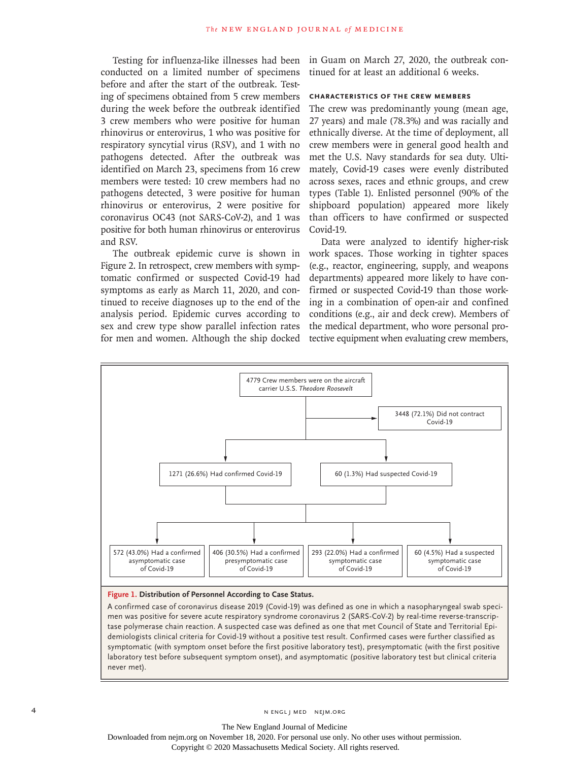Testing for influenza-like illnesses had been conducted on a limited number of specimens before and after the start of the outbreak. Testing of specimens obtained from 5 crew members during the week before the outbreak identified 3 crew members who were positive for human rhinovirus or enterovirus, 1 who was positive for respiratory syncytial virus (RSV), and 1 with no pathogens detected. After the outbreak was identified on March 23, specimens from 16 crew members were tested: 10 crew members had no pathogens detected, 3 were positive for human rhinovirus or enterovirus, 2 were positive for coronavirus OC43 (not SARS-CoV-2), and 1 was positive for both human rhinovirus or enterovirus and RSV.

The outbreak epidemic curve is shown in Figure 2. In retrospect, crew members with symptomatic confirmed or suspected Covid-19 had symptoms as early as March 11, 2020, and continued to receive diagnoses up to the end of the analysis period. Epidemic curves according to sex and crew type show parallel infection rates for men and women. Although the ship docked in Guam on March 27, 2020, the outbreak continued for at least an additional 6 weeks.

### Characteristics of the Crew Members

The crew was predominantly young (mean age, 27 years) and male (78.3%) and was racially and ethnically diverse. At the time of deployment, all crew members were in general good health and met the U.S. Navy standards for sea duty. Ultimately, Covid-19 cases were evenly distributed across sexes, races and ethnic groups, and crew types (Table 1). Enlisted personnel (90% of the shipboard population) appeared more likely than officers to have confirmed or suspected Covid-19.

Data were analyzed to identify higher-risk work spaces. Those working in tighter spaces (e.g., reactor, engineering, supply, and weapons departments) appeared more likely to have confirmed or suspected Covid-19 than those working in open-air conditions or in a combination of open-air and confined conditions (e.g., air and deck crew). Members of the medical department, who wore personal protective equipment when evaluating crew members,

4779 Crew members were on the aircraft carrier U.S.S. *Theodore Roosevelt*

- 3448 (72.1%) Did not contract Covid-19
- 1271 (26.6%) Had confirmed Covid-19
- 60 (1.3%) Had suspected Covid-19
  - 572 (43.0%) Had a confirmed asymptomatic case of Covid-19
  - 406 (30.5%) Had a confirmed presymptomatic case of Covid-19
  - 293 (22.0%) Had a confirmed symptomatic case of Covid-19
  - 60 (4.5%) Had a suspected symptomatic case of Covid-19

**Figure 1. Distribution of Personnel According to Case Status.**

A confirmed case of coronavirus disease 2019 (Covid-19) was defined as one in which a nasopharyngeal swab specimen was positive for severe acute respiratory syndrome coronavirus 2 (SARS-CoV-2) by real-time reverse-transcriptase polymerase chain reaction. A suspected case was defined as one that met Council of State and Territorial Epidemiologists clinical criteria for Covid-19 without a positive test result. Confirmed cases were further classified as symptomatic (with symptom onset before the first positive laboratory test), presymptomatic (with the first positive laboratory test before subsequent symptom onset), and asymptomatic (positive laboratory test but clinical criteria never met).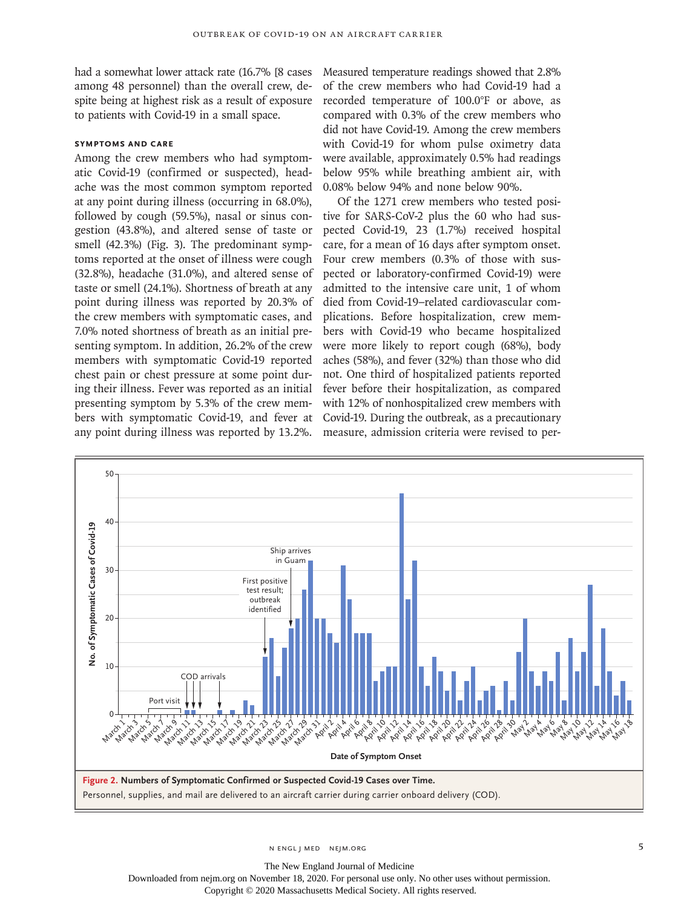had a somewhat lower attack rate (16.7% [8 cases among 48 personnel) than the overall crew, despite being at highest risk as a result of exposure to patients with Covid-19 in a small space.

### SYMPTOMS AND CARE

Among the crew members who had symptomatic Covid-19 (confirmed or suspected), headache was the most common symptom reported at any point during illness (occurring in 68.0%), followed by cough (59.5%), nasal or sinus congestion (43.8%), and altered sense of taste or smell (42.3%) (Fig. 3). The predominant symptoms reported at the onset of illness were cough (32.8%), headache (31.0%), and altered sense of taste or smell (24.1%). Shortness of breath at any point during illness was reported by 20.3% of the crew members with symptomatic cases, and 7.0% noted shortness of breath as an initial presenting symptom. In addition, 26.2% of the crew members with symptomatic Covid-19 reported chest pain or chest pressure at some point during their illness. Fever was reported as an initial presenting symptom by 5.3% of the crew members with symptomatic Covid-19, and fever at any point during illness was reported by 13.2%. Measured temperature readings showed that 2.8% of the crew members who had Covid-19 had a recorded temperature of 100.0°F or above, as compared with 0.3% of the crew members who did not have Covid-19. Among the crew members with Covid-19 for whom pulse oximetry data were available, approximately 0.5% had readings below 95% while breathing ambient air, with 0.08% below 94% and none below 90%.

Of the 1271 crew members who tested positive for SARS-CoV-2 plus the 60 who had suspected Covid-19, 23 (1.7%) received hospital care, for a mean of 16 days after symptom onset. Four crew members (0.3% of those with suspected or laboratory-confirmed Covid-19) were admitted to the intensive care unit, 1 of whom died from Covid-19–related cardiovascular complications. Before hospitalization, crew members with Covid-19 who became hospitalized were more likely to report cough (68%), body aches (58%), and fever (32%) than those who did not. One third of hospitalized patients reported fever before their hospitalization, as compared with 12% of nonhospitalized crew members with Covid-19. During the outbreak, as a precautionary measure, admission criteria were revised to per-

**Figure 2. Numbers of Symptomatic Confirmed or Suspected Covid-19 Cases over Time.**

Personnel, supplies, and mail are delivered to an aircraft carrier during carrier onboard delivery (COD).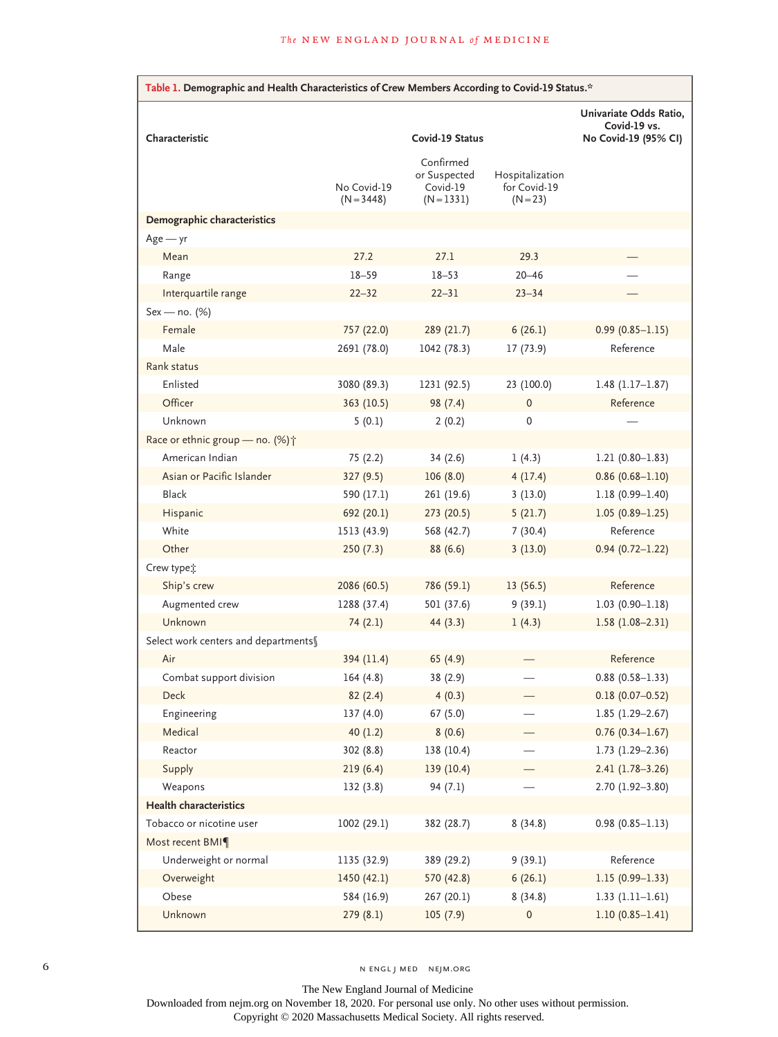**Table 1. Demographic and Health Characteristics of Crew Members According to Covid-19 Status.***

| Characteristic | Covid-19 Status | | | Univariate Odds Ratio, Covid-19 vs. No Covid-19 (95% CI) |
|---|---|---|---|---|
| | No Covid-19 (N=3448) | Confirmed or Suspected Covid-19 (N=1331) | Hospitalization for Covid-19 (N=23) | |
| **Demographic characteristics** | | | | |
| Age — yr | | | | |
| Mean | 27.2 | 27.1 | 29.3 | — |
| Range | 18–59 | 18–53 | 20–46 | — |
| Interquartile range | 22–32 | 22–31 | 23–34 | — |
| Sex — no. (%) | | | | |
| Female | 757 (22.0) | 289 (21.7) | 6 (26.1) | 0.99 (0.85–1.15) |
| Male | 2691 (78.0) | 1042 (78.3) | 17 (73.9) | Reference |
| Rank status | | | | |
| Enlisted | 3080 (89.3) | 1231 (92.5) | 23 (100.0) | 1.48 (1.17–1.87) |
| Officer | 363 (10.5) | 98 (7.4) | 0 | Reference |
| Unknown | 5 (0.1) | 2 (0.2) | 0 | — |
| Race or ethnic group — no. (%)† | | | | |
| American Indian | 75 (2.2) | 34 (2.6) | 1 (4.3) | 1.21 (0.80–1.83) |
| Asian or Pacific Islander | 327 (9.5) | 106 (8.0) | 4 (17.4) | 0.86 (0.68–1.10) |
| Black | 590 (17.1) | 261 (19.6) | 3 (13.0) | 1.18 (0.99–1.40) |
| Hispanic | 692 (20.1) | 273 (20.5) | 5 (21.7) | 1.05 (0.89–1.25) |
| White | 1513 (43.9) | 568 (42.7) | 7 (30.4) | Reference |
| Other | 250 (7.3) | 88 (6.6) | 3 (13.0) | 0.94 (0.72–1.22) |
| Crew type‡ | | | | |
| Ship's crew | 2086 (60.5) | 786 (59.1) | 13 (56.5) | Reference |
| Augmented crew | 1288 (37.4) | 501 (37.6) | 9 (39.1) | 1.03 (0.90–1.18) |
| Unknown | 74 (2.1) | 44 (3.3) | 1 (4.3) | 1.58 (1.08–2.31) |
| Select work centers and departments§ | | | | |
| Air | 394 (11.4) | 65 (4.9) | — | Reference |
| Combat support division | 164 (4.8) | 38 (2.9) | — | 0.88 (0.58–1.33) |
| Deck | 82 (2.4) | 4 (0.3) | — | 0.18 (0.07–0.52) |
| Engineering | 137 (4.0) | 67 (5.0) | — | 1.85 (1.29–2.67) |
| Medical | 40 (1.2) | 8 (0.6) | — | 0.76 (0.34–1.67) |
| Reactor | 302 (8.8) | 138 (10.4) | — | 1.73 (1.29–2.36) |
| Supply | 219 (6.4) | 139 (10.4) | — | 2.41 (1.78–3.26) |
| Weapons | 132 (3.8) | 94 (7.1) | — | 2.70 (1.92–3.80) |
| **Health characteristics** | | | | |
| Tobacco or nicotine user | 1002 (29.1) | 382 (28.7) | 8 (34.8) | 0.98 (0.85–1.13) |
| Most recent BMI¶ | | | | |
| Underweight or normal | 1135 (32.9) | 389 (29.2) | 9 (39.1) | Reference |
| Overweight | 1450 (42.1) | 570 (42.8) | 6 (26.1) | 1.15 (0.99–1.33) |
| Obese | 584 (16.9) | 267 (20.1) | 8 (34.8) | 1.33 (1.11–1.61) |
| Unknown | 279 (8.1) | 105 (7.9) | 0 | 1.10 (0.85–1.41) |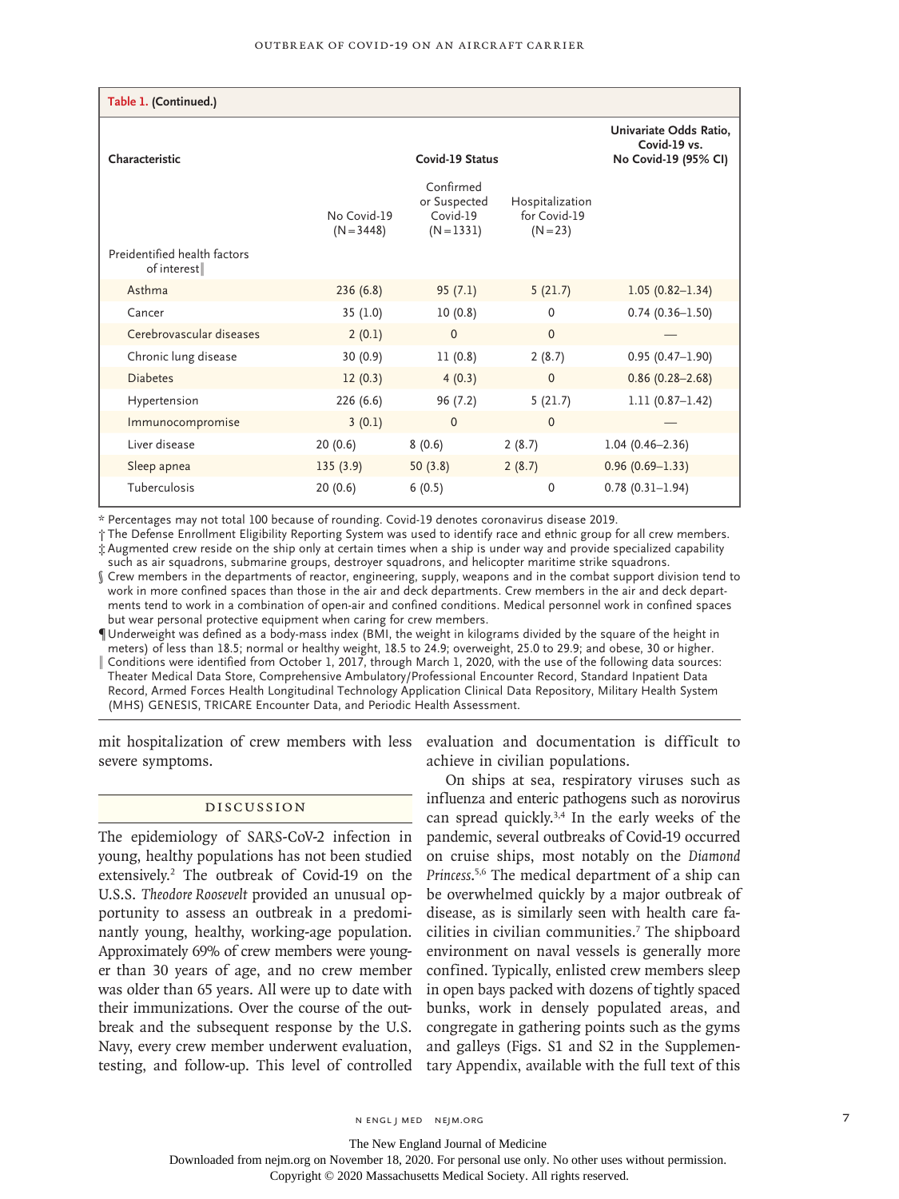**Table 1. (Continued.)**

| Characteristic | Covid-19 Status | | | Univariate Odds Ratio, Covid-19 vs. No Covid-19 (95% CI) |
|---|---|---|---|---|
| | No Covid-19 (N=3448) | Confirmed or Suspected Covid-19 (N=1331) | Hospitalization for Covid-19 (N=23) | |
| Preidentified health factors of interest‖ | | | | |
| Asthma | 236 (6.8) | 95 (7.1) | 5 (21.7) | 1.05 (0.82–1.34) |
| Cancer | 35 (1.0) | 10 (0.8) | 0 | 0.74 (0.36–1.50) |
| Cerebrovascular diseases | 2 (0.1) | 0 | 0 | — |
| Chronic lung disease | 30 (0.9) | 11 (0.8) | 2 (8.7) | 0.95 (0.47–1.90) |
| Diabetes | 12 (0.3) | 4 (0.3) | 0 | 0.86 (0.28–2.68) |
| Hypertension | 226 (6.6) | 96 (7.2) | 5 (21.7) | 1.11 (0.87–1.42) |
| Immunocompromise | 3 (0.1) | 0 | 0 | — |
| Liver disease | 20 (0.6) | 8 (0.6) | 2 (8.7) | 1.04 (0.46–2.36) |
| Sleep apnea | 135 (3.9) | 50 (3.8) | 2 (8.7) | 0.96 (0.69–1.33) |
| Tuberculosis | 20 (0.6) | 6 (0.5) | 0 | 0.78 (0.31–1.94) |

\* Percentages may not total 100 because of rounding. Covid-19 denotes coronavirus disease 2019.

† The Defense Enrollment Eligibility Reporting System was used to identify race and ethnic group for all crew members.

‡ Augmented crew reside on the ship only at certain times when a ship is under way and provide specialized capability such as air squadrons, submarine groups, destroyer squadrons, and helicopter maritime strike squadrons.

§ Crew members in the departments of reactor, engineering, supply, weapons and in the combat support division tend to work in more confined spaces than those in the air and deck departments. Crew members in the air and deck departments tend to work in a combination of open-air and confined conditions. Medical personnel work in confined spaces but wear personal protective equipment when caring for crew members.

¶ Underweight was defined as a body-mass index (BMI, the weight in kilograms divided by the square of the height in meters) of less than 18.5; normal or healthy weight, 18.5 to 24.9; overweight, 25.0 to 29.9; and obese, 30 or higher.

‖ Conditions were identified from October 1, 2017, through March 1, 2020, with the use of the following data sources: Theater Medical Data Store, Comprehensive Ambulatory/Professional Encounter Record, Standard Inpatient Data Record, Armed Forces Health Longitudinal Technology Application Clinical Data Repository, Military Health System (MHS) GENESIS, TRICARE Encounter Data, and Periodic Health Assessment.

mit hospitalization of crew members with less severe symptoms.

## Discussion

The epidemiology of SARS-CoV-2 infection in young, healthy populations has not been studied extensively.[2] The outbreak of Covid-19 on the U.S.S. *Theodore Roosevelt* provided an unusual opportunity to assess an outbreak in a predominantly young, healthy, working-age population. Approximately 69% of crew members were younger than 30 years of age, and no crew member was older than 65 years. All were up to date with their immunizations. Over the course of the outbreak and the subsequent response by the U.S. Navy, every crew member underwent evaluation, testing, and follow-up. This level of controlled evaluation and documentation is difficult to achieve in civilian populations.

On ships at sea, respiratory viruses such as influenza and enteric pathogens such as norovirus can spread quickly.[3,4] In the early weeks of the pandemic, several outbreaks of Covid-19 occurred on cruise ships, most notably on the *Diamond Princess*.[5,6] The medical department of a ship can be overwhelmed quickly by a major outbreak of disease, as is similarly seen with health care facilities in civilian communities.[7] The shipboard environment on naval vessels is generally more confined. Typically, enlisted crew members sleep in open bays packed with dozens of tightly spaced bunks, work in densely populated areas, and congregate in gathering points such as the gyms and galleys (Figs. S1 and S2 in the Supplementary Appendix, available with the full text of this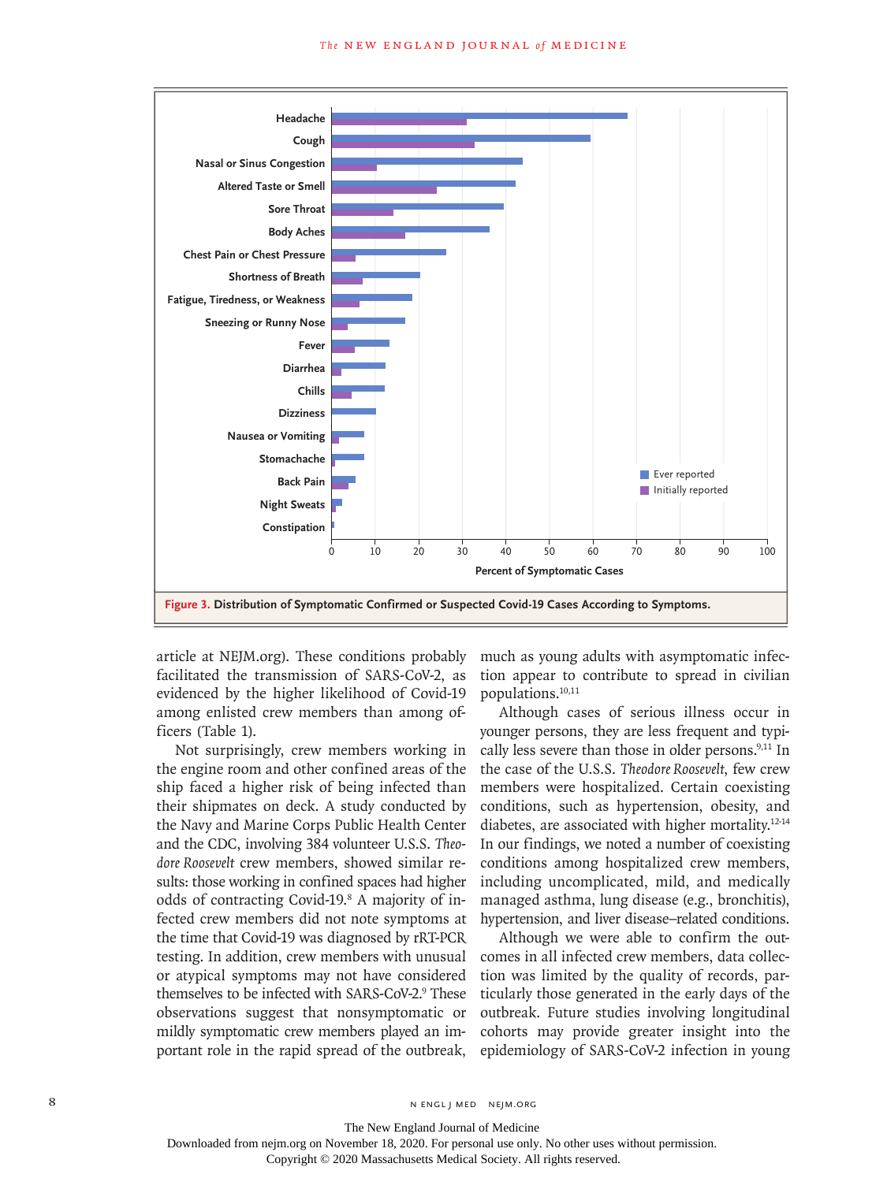Figure 3. Distribution of Symptomatic Confirmed or Suspected Covid-19 Cases According to Symptoms.

article at NEJM.org). These conditions probably facilitated the transmission of SARS-CoV-2, as evidenced by the higher likelihood of Covid-19 among enlisted crew members than among officers (Table 1).

Not surprisingly, crew members working in the engine room and other confined areas of the ship faced a higher risk of being infected than their shipmates on deck. A study conducted by the Navy and Marine Corps Public Health Center and the CDC, involving 384 volunteer U.S.S. *Theodore Roosevelt* crew members, showed similar results: those working in confined spaces had higher odds of contracting Covid-19.[8] A majority of infected crew members did not note symptoms at the time that Covid-19 was diagnosed by rRT-PCR testing. In addition, crew members with unusual or atypical symptoms may not have considered themselves to be infected with SARS-CoV-2.[9] These observations suggest that nonsymptomatic or mildly symptomatic crew members played an important role in the rapid spread of the outbreak, much as young adults with asymptomatic infection appear to contribute to spread in civilian populations.[10,11]

Although cases of serious illness occur in younger persons, they are less frequent and typically less severe than those in older persons.[9,11] In the case of the U.S.S. *Theodore Roosevelt*, few crew members were hospitalized. Certain coexisting conditions, such as hypertension, obesity, and diabetes, are associated with higher mortality.[12-14] In our findings, we noted a number of coexisting conditions among hospitalized crew members, including uncomplicated, mild, and medically managed asthma, lung disease (e.g., bronchitis), hypertension, and liver disease–related conditions.

Although we were able to confirm the outcomes in all infected crew members, data collection was limited by the quality of records, particularly those generated in the early days of the outbreak. Future studies involving longitudinal cohorts may provide greater insight into the epidemiology of SARS-CoV-2 infection in young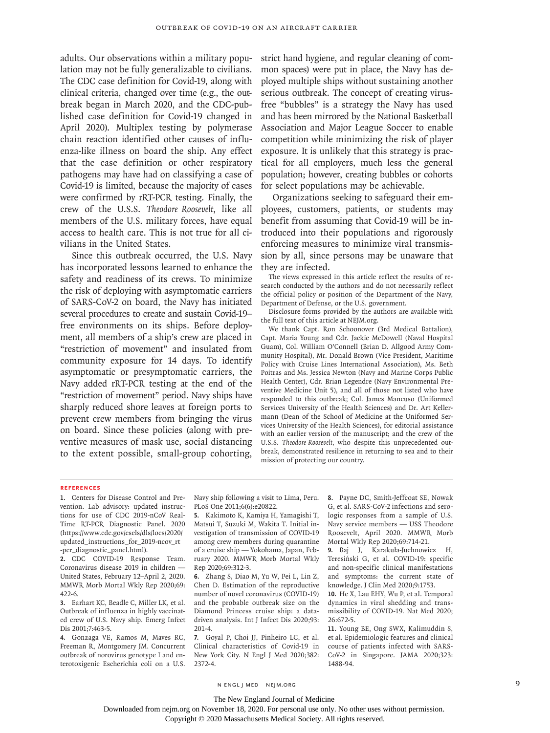adults. Our observations within a military population may not be fully generalizable to civilians. The CDC case definition for Covid-19, along with clinical criteria, changed over time (e.g., the outbreak began in March 2020, and the CDC-published case definition for Covid-19 changed in April 2020). Multiplex testing by polymerase chain reaction identified other causes of influenza-like illness on board the ship. Any effect that the case definition or other respiratory pathogens may have had on classifying a case of Covid-19 is limited, because the majority of cases were confirmed by rRT-PCR testing. Finally, the crew of the U.S.S. *Theodore Roosevelt*, like all members of the U.S. military forces, have equal access to health care. This is not true for all civilians in the United States.

Since this outbreak occurred, the U.S. Navy has incorporated lessons learned to enhance the safety and readiness of its crews. To minimize the risk of deploying with asymptomatic carriers of SARS-CoV-2 on board, the Navy has initiated several procedures to create and sustain Covid-19–free environments on its ships. Before deployment, all members of a ship's crew are placed in "restriction of movement" and insulated from community exposure for 14 days. To identify asymptomatic or presymptomatic carriers, the Navy added rRT-PCR testing at the end of the "restriction of movement" period. Navy ships have sharply reduced shore leaves at foreign ports to prevent crew members from bringing the virus on board. Since these policies (along with preventive measures of mask use, social distancing to the extent possible, small-group cohorting, strict hand hygiene, and regular cleaning of common spaces) were put in place, the Navy has deployed multiple ships without sustaining another serious outbreak. The concept of creating virus-free "bubbles" is a strategy the Navy has used and has been mirrored by the National Basketball Association and Major League Soccer to enable competition while minimizing the risk of player exposure. It is unlikely that this strategy is practical for all employers, much less the general population; however, creating bubbles or cohorts for select populations may be achievable.

Organizations seeking to safeguard their employees, customers, patients, or students may benefit from assuming that Covid-19 will be introduced into their populations and rigorously enforcing measures to minimize viral transmission by all, since persons may be unaware that they are infected.

The views expressed in this article reflect the results of research conducted by the authors and do not necessarily reflect the official policy or position of the Department of the Navy, Department of Defense, or the U.S. government.

Disclosure forms provided by the authors are available with the full text of this article at NEJM.org.

We thank Capt. Ron Schoonover (3rd Medical Battalion), Capt. Maria Young and Cdr. Jackie McDowell (Naval Hospital Guam), Col. William O'Connell (Brian D. Allgood Army Community Hospital), Mr. Donald Brown (Vice President, Maritime Policy with Cruise Lines International Association), Ms. Beth Poitras and Ms. Jessica Newton (Navy and Marine Corps Public Health Center), Cdr. Brian Legendre (Navy Environmental Preventive Medicine Unit 5), and all of those not listed who have responded to this outbreak; Col. James Mancuso (Uniformed Services University of the Health Sciences) and Dr. Art Kellermann (Dean of the School of Medicine at the Uniformed Services University of the Health Sciences), for editorial assistance with an earlier version of the manuscript; and the crew of the U.S.S. *Theodore Roosevelt*, who despite this unprecedented outbreak, demonstrated resilience in returning to sea and to their mission of protecting our country.

## References

1. Centers for Disease Control and Prevention. Lab advisory: updated instructions for use of CDC 2019-nCoV Real-Time RT-PCR Diagnostic Panel. 2020 (https://www.cdc.gov/csels/dls/locs/2020/updated_instructions_for_2019-ncov_rt-pcr_diagnostic_panel.html).
2. CDC COVID-19 Response Team. Coronavirus disease 2019 in children — United States, February 12–April 2, 2020. MMWR Morb Mortal Wkly Rep 2020;69:422-6.
3. Earhart KC, Beadle C, Miller LK, et al. Outbreak of influenza in highly vaccinated crew of U.S. Navy ship. Emerg Infect Dis 2001;7:463-5.
4. Gonzaga VE, Ramos M, Maves RC, Freeman R, Montgomery JM. Concurrent outbreak of norovirus genotype I and enterotoxigenic Escherichia coli on a U.S. Navy ship following a visit to Lima, Peru. PLoS One 2011;6(6):e20822.
5. Kakimoto K, Kamiya H, Yamagishi T, Matsui T, Suzuki M, Wakita T. Initial investigation of transmission of COVID-19 among crew members during quarantine of a cruise ship — Yokohama, Japan, February 2020. MMWR Morb Mortal Wkly Rep 2020;69:312-3.
6. Zhang S, Diao M, Yu W, Pei L, Lin Z, Chen D. Estimation of the reproductive number of novel coronavirus (COVID-19) and the probable outbreak size on the Diamond Princess cruise ship: a data-driven analysis. Int J Infect Dis 2020;93:201-4.
7. Goyal P, Choi JJ, Pinheiro LC, et al. Clinical characteristics of Covid-19 in New York City. N Engl J Med 2020;382:2372-4.
8. Payne DC, Smith-Jeffcoat SE, Nowak G, et al. SARS-CoV-2 infections and serologic responses from a sample of U.S. Navy service members — USS Theodore Roosevelt, April 2020. MMWR Morb Mortal Wkly Rep 2020;69:714-21.
9. Baj J, Karakuła-Juchnowicz H, Teresiński G, et al. COVID-19: specific and non-specific clinical manifestations and symptoms: the current state of knowledge. J Clin Med 2020;9:1753.
10. He X, Lau EHY, Wu P, et al. Temporal dynamics in viral shedding and transmissibility of COVID-19. Nat Med 2020;26:672-5.
11. Young BE, Ong SWX, Kalimuddin S, et al. Epidemiologic features and clinical course of patients infected with SARS-CoV-2 in Singapore. JAMA 2020;323:1488-94.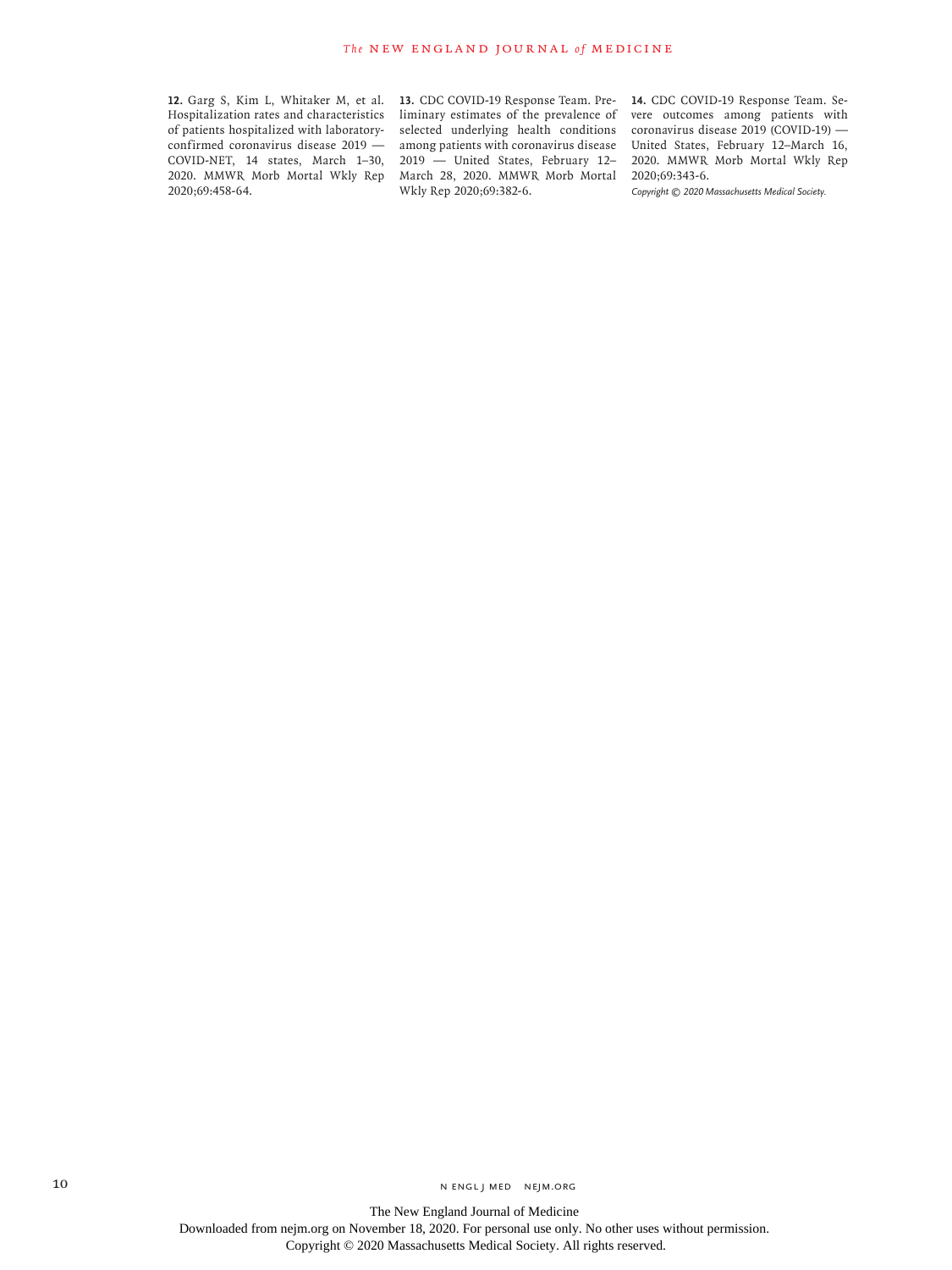12. Garg S, Kim L, Whitaker M, et al. Hospitalization rates and characteristics of patients hospitalized with laboratory-confirmed coronavirus disease 2019 — COVID-NET, 14 states, March 1–30, 2020. MMWR Morb Mortal Wkly Rep 2020;69:458-64.

13. CDC COVID-19 Response Team. Preliminary estimates of the prevalence of selected underlying health conditions among patients with coronavirus disease 2019 — United States, February 12–March 28, 2020. MMWR Morb Mortal Wkly Rep 2020;69:382-6.

14. CDC COVID-19 Response Team. Severe outcomes among patients with coronavirus disease 2019 (COVID-19) — United States, February 12–March 16, 2020. MMWR Morb Mortal Wkly Rep 2020;69:343-6.

*Copyright © 2020 Massachusetts Medical Society.*